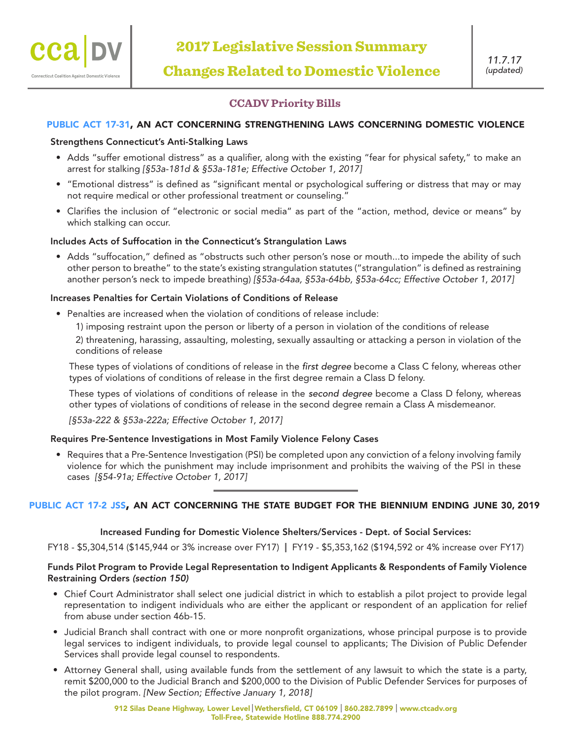# 2017 Legislative Session Summary

## Changes Related to Domestic Violence

*11.7.17*
*(updated)*

### CCADV Priority Bills

### PUBLIC ACT 17-31, AN ACT CONCERNING STRENGTHENING LAWS CONCERNING DOMESTIC VIOLENCE

**Strengthens Connecticut's Anti-Stalking Laws**

- Adds "suffer emotional distress" as a qualifier, along with the existing "fear for physical safety," to make an arrest for stalking *[§53a-181d & §53a-181e; Effective October 1, 2017]*
- "Emotional distress" is defined as "significant mental or psychological suffering or distress that may or may not require medical or other professional treatment or counseling."
- Clarifies the inclusion of "electronic or social media" as part of the "action, method, device or means" by which stalking can occur.

**Includes Acts of Suffocation in the Connecticut's Strangulation Laws**

- Adds "suffocation," defined as "obstructs such other person's nose or mouth...to impede the ability of such other person to breathe" to the state's existing strangulation statutes ("strangulation" is defined as restraining another person's neck to impede breathing) *[§53a-64aa, §53a-64bb, §53a-64cc; Effective October 1, 2017]*

**Increases Penalties for Certain Violations of Conditions of Release**

- Penalties are increased when the violation of conditions of release include:
  1) imposing restraint upon the person or liberty of a person in violation of the conditions of release
  2) threatening, harassing, assaulting, molesting, sexually assaulting or attacking a person in violation of the conditions of release

  These types of violations of conditions of release in the *first degree* become a Class C felony, whereas other types of violations of conditions of release in the first degree remain a Class D felony.

  These types of violations of conditions of release in the *second degree* become a Class D felony, whereas other types of violations of conditions of release in the second degree remain a Class A misdemeanor.

  *[§53a-222 & §53a-222a; Effective October 1, 2017]*

**Requires Pre-Sentence Investigations in Most Family Violence Felony Cases**

- Requires that a Pre-Sentence Investigation (PSI) be completed upon any conviction of a felony involving family violence for which the punishment may include imprisonment and prohibits the waiving of the PSI in these cases *[§54-91a; Effective October 1, 2017]*

---

### PUBLIC ACT 17-2 JSS, AN ACT CONCERNING THE STATE BUDGET FOR THE BIENNIUM ENDING JUNE 30, 2019

**Increased Funding for Domestic Violence Shelters/Services - Dept. of Social Services:**

FY18 - $5,304,514 ($145,944 or 3% increase over FY17) | FY19 - $5,353,162 ($194,592 or 4% increase over FY17)

**Funds Pilot Program to Provide Legal Representation to Indigent Applicants & Respondents of Family Violence Restraining Orders *(section 150)***

- Chief Court Administrator shall select one judicial district in which to establish a pilot project to provide legal representation to indigent individuals who are either the applicant or respondent of an application for relief from abuse under section 46b-15.
- Judicial Branch shall contract with one or more nonprofit organizations, whose principal purpose is to provide legal services to indigent individuals, to provide legal counsel to applicants; The Division of Public Defender Services shall provide legal counsel to respondents.
- Attorney General shall, using available funds from the settlement of any lawsuit to which the state is a party, remit $200,000 to the Judicial Branch and $200,000 to the Division of Public Defender Services for purposes of the pilot program. *[New Section; Effective January 1, 2018]*

912 Silas Deane Highway, Lower Level | Wethersfield, CT 06109 | 860.282.7899 | www.ctcadv.org
Toll-Free, Statewide Hotline 888.774.2900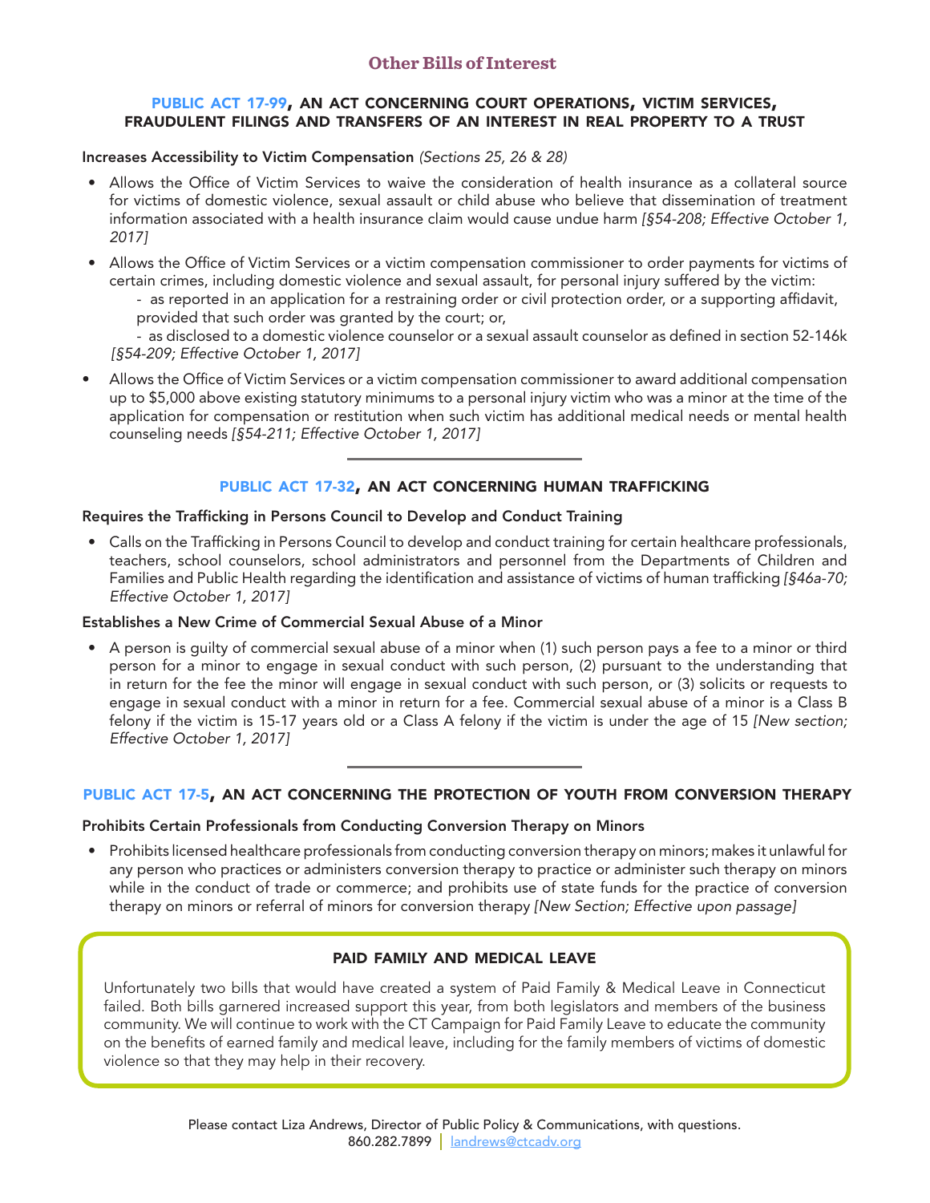## Other Bills of Interest

### PUBLIC ACT 17-99, AN ACT CONCERNING COURT OPERATIONS, VICTIM SERVICES, FRAUDULENT FILINGS AND TRANSFERS OF AN INTEREST IN REAL PROPERTY TO A TRUST

**Increases Accessibility to Victim Compensation** *(Sections 25, 26 & 28)*

- Allows the Office of Victim Services to waive the consideration of health insurance as a collateral source for victims of domestic violence, sexual assault or child abuse who believe that dissemination of treatment information associated with a health insurance claim would cause undue harm *[§54-208; Effective October 1, 2017]*
- Allows the Office of Victim Services or a victim compensation commissioner to order payments for victims of certain crimes, including domestic violence and sexual assault, for personal injury suffered by the victim:
  - as reported in an application for a restraining order or civil protection order, or a supporting affidavit, provided that such order was granted by the court; or,
  - as disclosed to a domestic violence counselor or a sexual assault counselor as defined in section 52-146k *[§54-209; Effective October 1, 2017]*
- Allows the Office of Victim Services or a victim compensation commissioner to award additional compensation up to $5,000 above existing statutory minimums to a personal injury victim who was a minor at the time of the application for compensation or restitution when such victim has additional medical needs or mental health counseling needs *[§54-211; Effective October 1, 2017]*

---

### PUBLIC ACT 17-32, AN ACT CONCERNING HUMAN TRAFFICKING

**Requires the Trafficking in Persons Council to Develop and Conduct Training**

- Calls on the Trafficking in Persons Council to develop and conduct training for certain healthcare professionals, teachers, school counselors, school administrators and personnel from the Departments of Children and Families and Public Health regarding the identification and assistance of victims of human trafficking *[§46a-70; Effective October 1, 2017]*

**Establishes a New Crime of Commercial Sexual Abuse of a Minor**

- A person is guilty of commercial sexual abuse of a minor when (1) such person pays a fee to a minor or third person for a minor to engage in sexual conduct with such person, (2) pursuant to the understanding that in return for the fee the minor will engage in sexual conduct with such person, or (3) solicits or requests to engage in sexual conduct with a minor in return for a fee. Commercial sexual abuse of a minor is a Class B felony if the victim is 15-17 years old or a Class A felony if the victim is under the age of 15 *[New section; Effective October 1, 2017]*

---

### PUBLIC ACT 17-5, AN ACT CONCERNING THE PROTECTION OF YOUTH FROM CONVERSION THERAPY

**Prohibits Certain Professionals from Conducting Conversion Therapy on Minors**

- Prohibits licensed healthcare professionals from conducting conversion therapy on minors; makes it unlawful for any person who practices or administers conversion therapy to practice or administer such therapy on minors while in the conduct of trade or commerce; and prohibits use of state funds for the practice of conversion therapy on minors or referral of minors for conversion therapy *[New Section; Effective upon passage]*

### PAID FAMILY AND MEDICAL LEAVE

Unfortunately two bills that would have created a system of Paid Family & Medical Leave in Connecticut failed. Both bills garnered increased support this year, from both legislators and members of the business community. We will continue to work with the CT Campaign for Paid Family Leave to educate the community on the benefits of earned family and medical leave, including for the family members of victims of domestic violence so that they may help in their recovery.

Please contact Liza Andrews, Director of Public Policy & Communications, with questions.
860.282.7899 | landrews@ctcadv.org